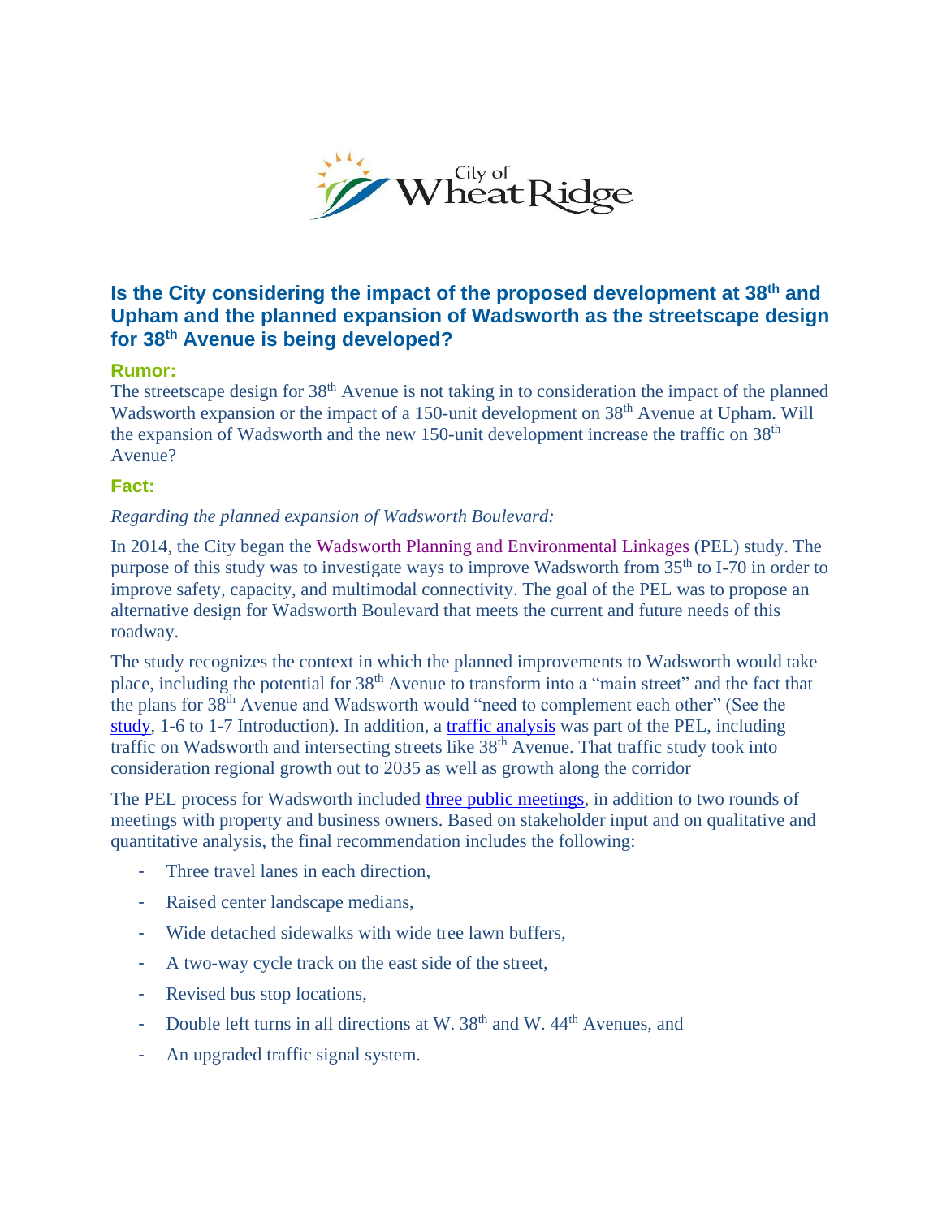City of Wheat Ridge

## Is the City considering the impact of the proposed development at 38th and Upham and the planned expansion of Wadsworth as the streetscape design for 38th Avenue is being developed?

### Rumor:

The streetscape design for 38th Avenue is not taking in to consideration the impact of the planned Wadsworth expansion or the impact of a 150-unit development on 38th Avenue at Upham. Will the expansion of Wadsworth and the new 150-unit development increase the traffic on 38th Avenue?

### Fact:

*Regarding the planned expansion of Wadsworth Boulevard:*

In 2014, the City began the Wadsworth Planning and Environmental Linkages (PEL) study. The purpose of this study was to investigate ways to improve Wadsworth from 35th to I-70 in order to improve safety, capacity, and multimodal connectivity. The goal of the PEL was to propose an alternative design for Wadsworth Boulevard that meets the current and future needs of this roadway.

The study recognizes the context in which the planned improvements to Wadsworth would take place, including the potential for 38th Avenue to transform into a "main street" and the fact that the plans for 38th Avenue and Wadsworth would "need to complement each other" (See the study, 1-6 to 1-7 Introduction). In addition, a traffic analysis was part of the PEL, including traffic on Wadsworth and intersecting streets like 38th Avenue. That traffic study took into consideration regional growth out to 2035 as well as growth along the corridor

The PEL process for Wadsworth included three public meetings, in addition to two rounds of meetings with property and business owners. Based on stakeholder input and on qualitative and quantitative analysis, the final recommendation includes the following:

- Three travel lanes in each direction,
- Raised center landscape medians,
- Wide detached sidewalks with wide tree lawn buffers,
- A two-way cycle track on the east side of the street,
- Revised bus stop locations,
- Double left turns in all directions at W. 38th and W. 44th Avenues, and
- An upgraded traffic signal system.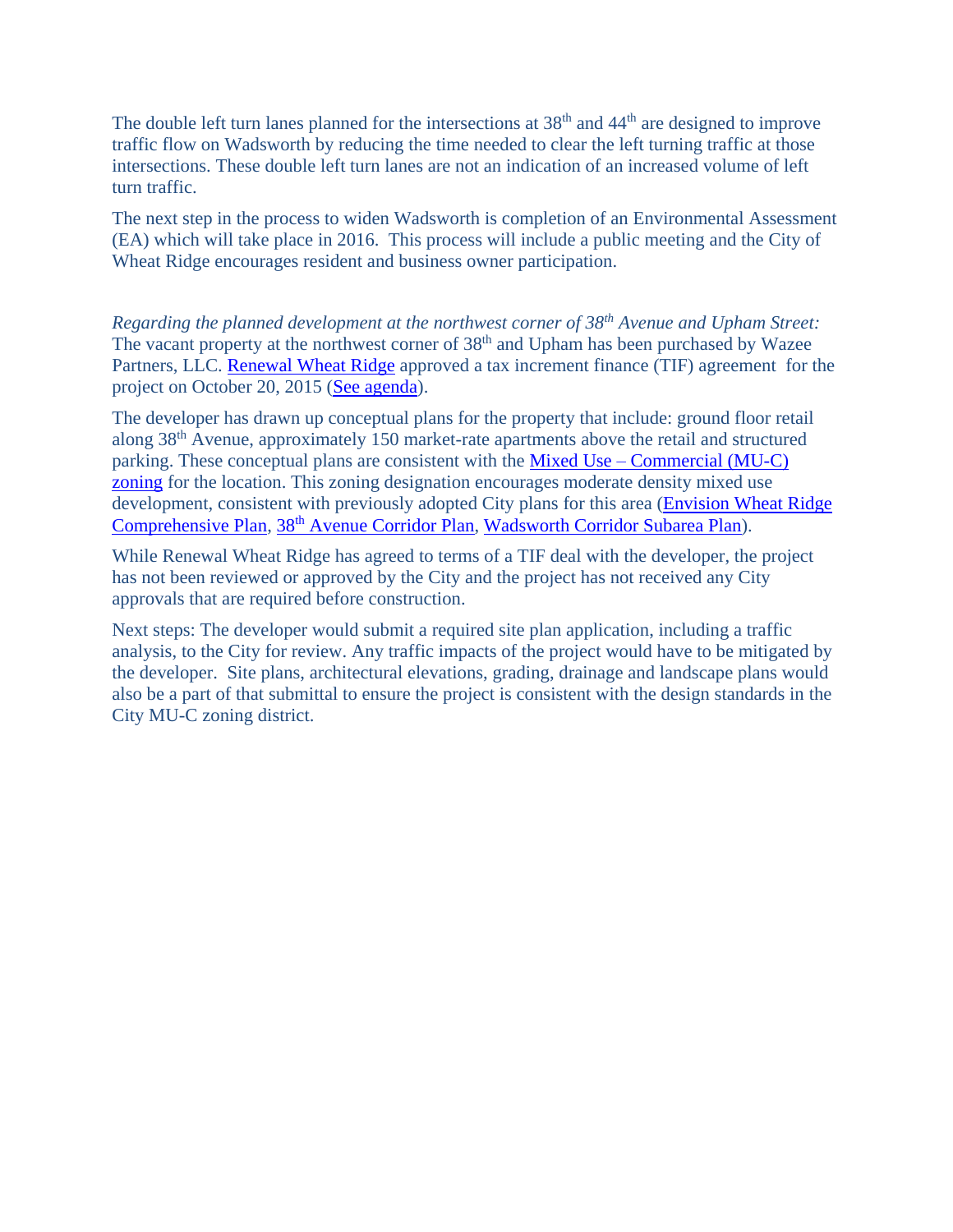The double left turn lanes planned for the intersections at 38th and 44th are designed to improve traffic flow on Wadsworth by reducing the time needed to clear the left turning traffic at those intersections. These double left turn lanes are not an indication of an increased volume of left turn traffic.

The next step in the process to widen Wadsworth is completion of an Environmental Assessment (EA) which will take place in 2016. This process will include a public meeting and the City of Wheat Ridge encourages resident and business owner participation.

*Regarding the planned development at the northwest corner of 38th Avenue and Upham Street:* The vacant property at the northwest corner of 38th and Upham has been purchased by Wazee Partners, LLC. Renewal Wheat Ridge approved a tax increment finance (TIF) agreement for the project on October 20, 2015 (See agenda).

The developer has drawn up conceptual plans for the property that include: ground floor retail along 38th Avenue, approximately 150 market-rate apartments above the retail and structured parking. These conceptual plans are consistent with the Mixed Use – Commercial (MU-C) zoning for the location. This zoning designation encourages moderate density mixed use development, consistent with previously adopted City plans for this area (Envision Wheat Ridge Comprehensive Plan, 38th Avenue Corridor Plan, Wadsworth Corridor Subarea Plan).

While Renewal Wheat Ridge has agreed to terms of a TIF deal with the developer, the project has not been reviewed or approved by the City and the project has not received any City approvals that are required before construction.

Next steps: The developer would submit a required site plan application, including a traffic analysis, to the City for review. Any traffic impacts of the project would have to be mitigated by the developer. Site plans, architectural elevations, grading, drainage and landscape plans would also be a part of that submittal to ensure the project is consistent with the design standards in the City MU-C zoning district.